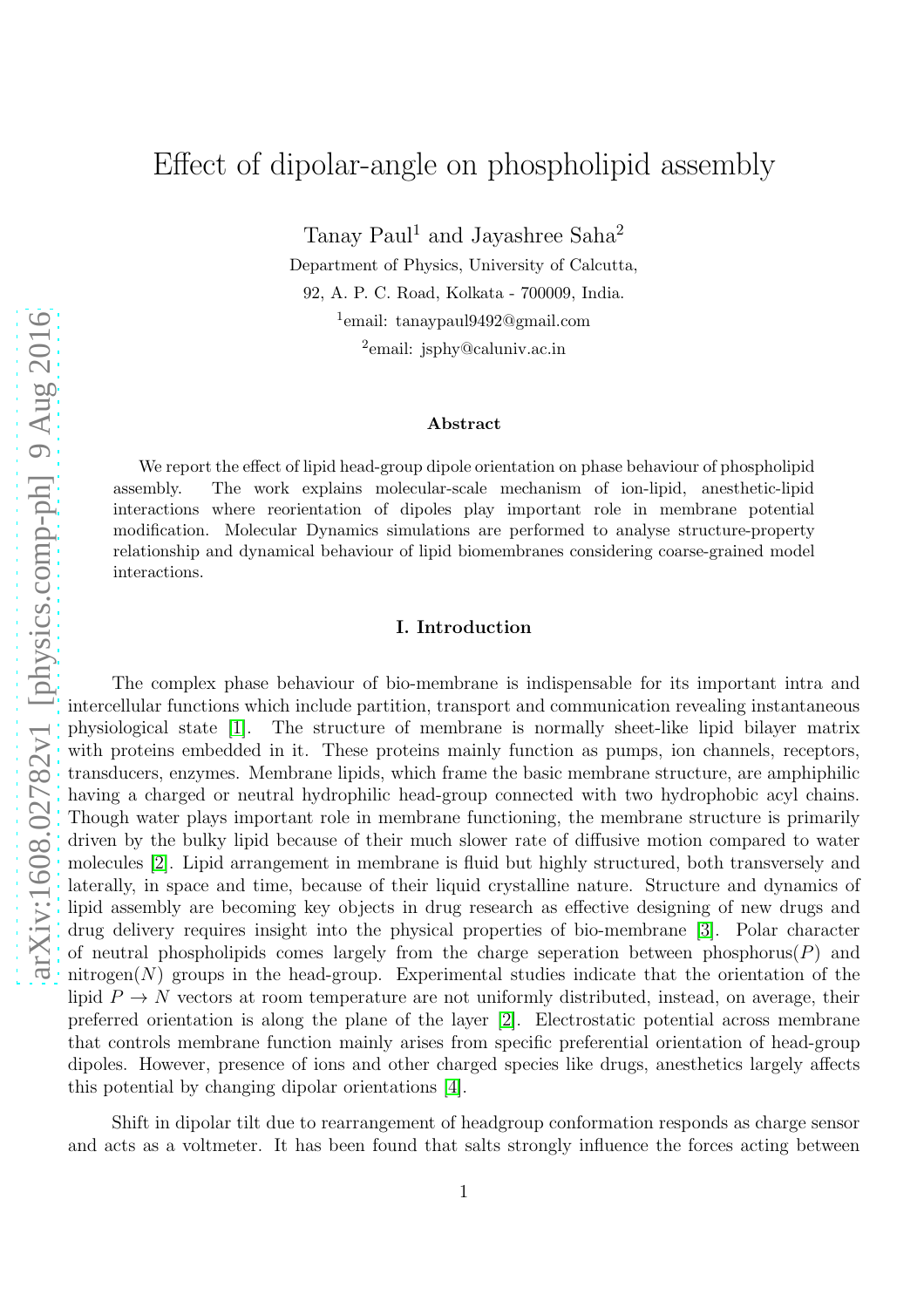# Effect of dipolar-angle on phospholipid assembly

Tanay Paul[1] and Jayashree Saha[2]

Department of Physics, University of Calcutta,

92, A. P. C. Road, Kolkata - 700009, India.

[1]email: tanaypaul9492@gmail.com

[2]email: jsphy@caluniv.ac.in

### Abstract

We report the effect of lipid head-group dipole orientation on phase behaviour of phospholipid assembly. The work explains molecular-scale mechanism of ion-lipid, anesthetic-lipid interactions where reorientation of dipoles play important role in membrane potential modification. Molecular Dynamics simulations are performed to analyse structure-property relationship and dynamical behaviour of lipid biomembranes considering coarse-grained model interactions.

## I. Introduction

The complex phase behaviour of bio-membrane is indispensable for its important intra and intercellular functions which include partition, transport and communication revealing instantaneous physiological state [1]. The structure of membrane is normally sheet-like lipid bilayer matrix with proteins embedded in it. These proteins mainly function as pumps, ion channels, receptors, transducers, enzymes. Membrane lipids, which frame the basic membrane structure, are amphiphilic having a charged or neutral hydrophilic head-group connected with two hydrophobic acyl chains. Though water plays important role in membrane functioning, the membrane structure is primarily driven by the bulky lipid because of their much slower rate of diffusive motion compared to water molecules [2]. Lipid arrangement in membrane is fluid but highly structured, both transversely and laterally, in space and time, because of their liquid crystalline nature. Structure and dynamics of lipid assembly are becoming key objects in drug research as effective designing of new drugs and drug delivery requires insight into the physical properties of bio-membrane [3]. Polar character of neutral phospholipids comes largely from the charge seperation between phosphorus($P$) and nitrogen($N$) groups in the head-group. Experimental studies indicate that the orientation of the lipid $P \rightarrow N$ vectors at room temperature are not uniformly distributed, instead, on average, their preferred orientation is along the plane of the layer [2]. Electrostatic potential across membrane that controls membrane function mainly arises from specific preferential orientation of head-group dipoles. However, presence of ions and other charged species like drugs, anesthetics largely affects this potential by changing dipolar orientations [4].

Shift in dipolar tilt due to rearrangement of headgroup conformation responds as charge sensor and acts as a voltmeter. It has been found that salts strongly influence the forces acting between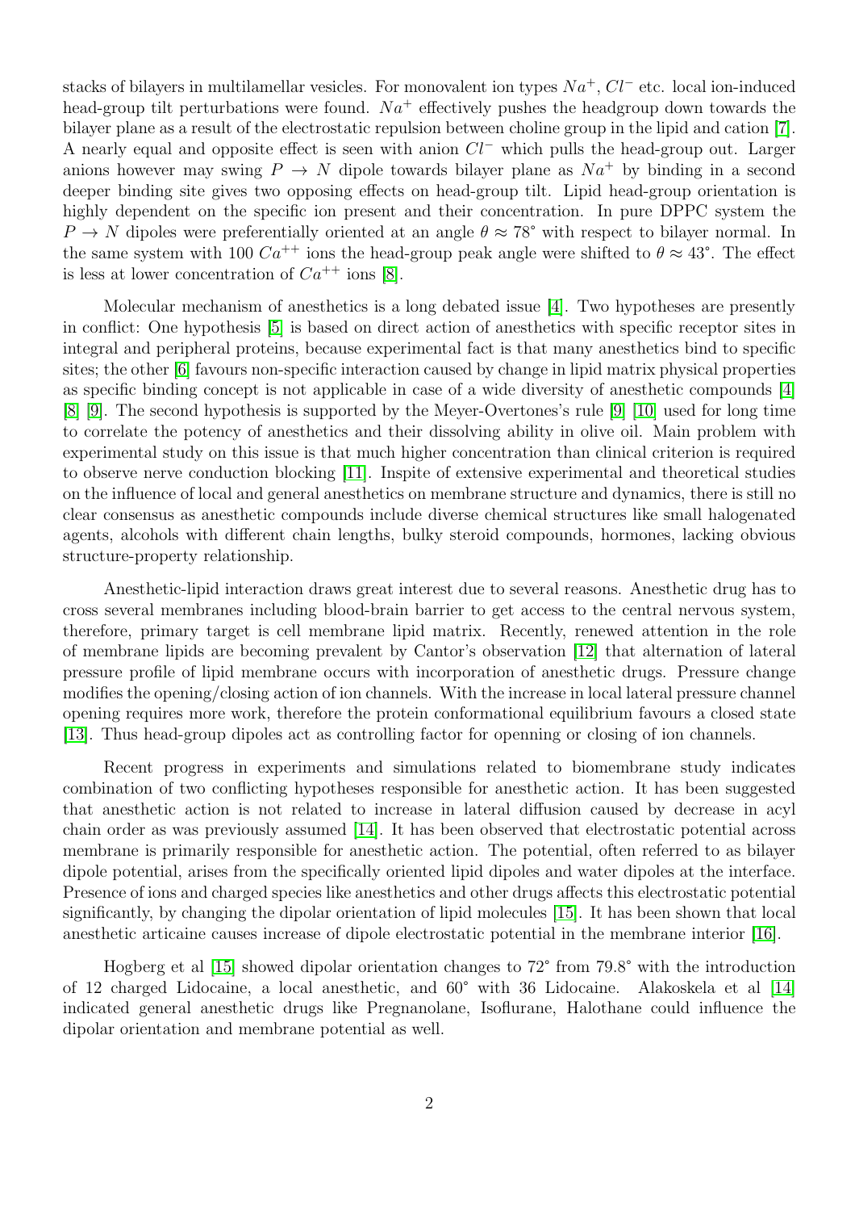stacks of bilayers in multilamellar vesicles. For monovalent ion types $Na^+$, $Cl^-$ etc. local ion-induced head-group tilt perturbations were found. $Na^+$ effectively pushes the headgroup down towards the bilayer plane as a result of the electrostatic repulsion between choline group in the lipid and cation [7]. A nearly equal and opposite effect is seen with anion $Cl^-$ which pulls the head-group out. Larger anions however may swing $P \rightarrow N$ dipole towards bilayer plane as $Na^+$ by binding in a second deeper binding site gives two opposing effects on head-group tilt. Lipid head-group orientation is highly dependent on the specific ion present and their concentration. In pure DPPC system the $P \rightarrow N$ dipoles were preferentially oriented at an angle $\theta \approx 78^{\circ}$ with respect to bilayer normal. In the same system with 100 $Ca^{++}$ ions the head-group peak angle were shifted to $\theta \approx 43^{\circ}$. The effect is less at lower concentration of $Ca^{++}$ ions [8].

Molecular mechanism of anesthetics is a long debated issue [4]. Two hypotheses are presently in conflict: One hypothesis [5] is based on direct action of anesthetics with specific receptor sites in integral and peripheral proteins, because experimental fact is that many anesthetics bind to specific sites; the other [6] favours non-specific interaction caused by change in lipid matrix physical properties as specific binding concept is not applicable in case of a wide diversity of anesthetic compounds [4] [8] [9]. The second hypothesis is supported by the Meyer-Overtones's rule [9] [10] used for long time to correlate the potency of anesthetics and their dissolving ability in olive oil. Main problem with experimental study on this issue is that much higher concentration than clinical criterion is required to observe nerve conduction blocking [11]. Inspite of extensive experimental and theoretical studies on the influence of local and general anesthetics on membrane structure and dynamics, there is still no clear consensus as anesthetic compounds include diverse chemical structures like small halogenated agents, alcohols with different chain lengths, bulky steroid compounds, hormones, lacking obvious structure-property relationship.

Anesthetic-lipid interaction draws great interest due to several reasons. Anesthetic drug has to cross several membranes including blood-brain barrier to get access to the central nervous system, therefore, primary target is cell membrane lipid matrix. Recently, renewed attention in the role of membrane lipids are becoming prevalent by Cantor's observation [12] that alternation of lateral pressure profile of lipid membrane occurs with incorporation of anesthetic drugs. Pressure change modifies the opening/closing action of ion channels. With the increase in local lateral pressure channel opening requires more work, therefore the protein conformational equilibrium favours a closed state [13]. Thus head-group dipoles act as controlling factor for openning or closing of ion channels.

Recent progress in experiments and simulations related to biomembrane study indicates combination of two conflicting hypotheses responsible for anesthetic action. It has been suggested that anesthetic action is not related to increase in lateral diffusion caused by decrease in acyl chain order as was previously assumed [14]. It has been observed that electrostatic potential across membrane is primarily responsible for anesthetic action. The potential, often referred to as bilayer dipole potential, arises from the specifically oriented lipid dipoles and water dipoles at the interface. Presence of ions and charged species like anesthetics and other drugs affects this electrostatic potential significantly, by changing the dipolar orientation of lipid molecules [15]. It has been shown that local anesthetic articaine causes increase of dipole electrostatic potential in the membrane interior [16].

Hogberg et al [15] showed dipolar orientation changes to 72° from 79.8° with the introduction of 12 charged Lidocaine, a local anesthetic, and 60° with 36 Lidocaine. Alakoskela et al [14] indicated general anesthetic drugs like Pregnanolane, Isoflurane, Halothane could influence the dipolar orientation and membrane potential as well.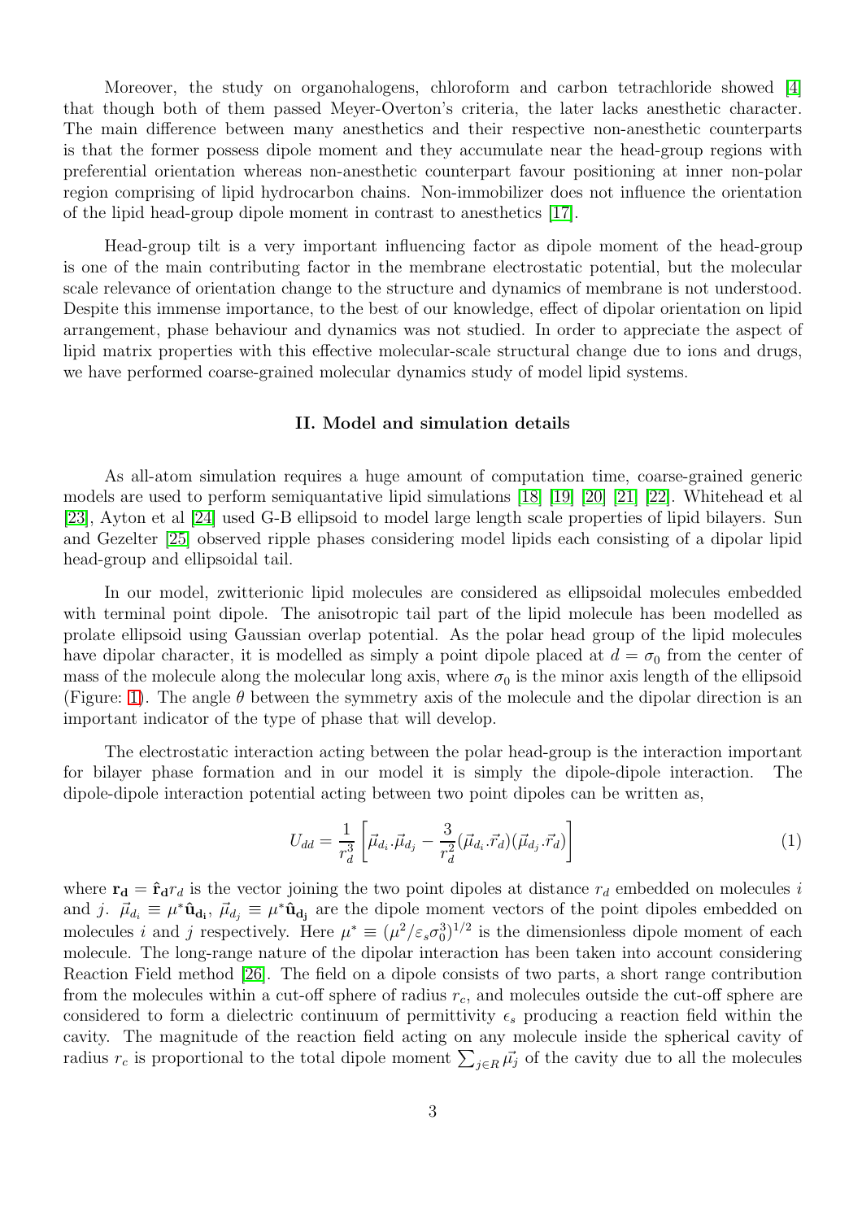Moreover, the study on organohalogens, chloroform and carbon tetrachloride showed [4] that though both of them passed Meyer-Overton's criteria, the later lacks anesthetic character. The main difference between many anesthetics and their respective non-anesthetic counterparts is that the former possess dipole moment and they accumulate near the head-group regions with preferential orientation whereas non-anesthetic counterpart favour positioning at inner non-polar region comprising of lipid hydrocarbon chains. Non-immobilizer does not influence the orientation of the lipid head-group dipole moment in contrast to anesthetics [17].

Head-group tilt is a very important influencing factor as dipole moment of the head-group is one of the main contributing factor in the membrane electrostatic potential, but the molecular scale relevance of orientation change to the structure and dynamics of membrane is not understood. Despite this immense importance, to the best of our knowledge, effect of dipolar orientation on lipid arrangement, phase behaviour and dynamics was not studied. In order to appreciate the aspect of lipid matrix properties with this effective molecular-scale structural change due to ions and drugs, we have performed coarse-grained molecular dynamics study of model lipid systems.

## II. Model and simulation details

As all-atom simulation requires a huge amount of computation time, coarse-grained generic models are used to perform semiquantative lipid simulations [18] [19] [20] [21] [22]. Whitehead et al [23], Ayton et al [24] used G-B ellipsoid to model large length scale properties of lipid bilayers. Sun and Gezelter [25] observed ripple phases considering model lipids each consisting of a dipolar lipid head-group and ellipsoidal tail.

In our model, zwitterionic lipid molecules are considered as ellipsoidal molecules embedded with terminal point dipole. The anisotropic tail part of the lipid molecule has been modelled as prolate ellipsoid using Gaussian overlap potential. As the polar head group of the lipid molecules have dipolar character, it is modelled as simply a point dipole placed at $d = \sigma_0$ from the center of mass of the molecule along the molecular long axis, where $\sigma_0$ is the minor axis length of the ellipsoid (Figure: 1). The angle $\theta$ between the symmetry axis of the molecule and the dipolar direction is an important indicator of the type of phase that will develop.

The electrostatic interaction acting between the polar head-group is the interaction important for bilayer phase formation and in our model it is simply the dipole-dipole interaction. The dipole-dipole interaction potential acting between two point dipoles can be written as,

$$U_{dd} = \frac{1}{r_d^3}\left[\vec{\mu}_{d_i}.\vec{\mu}_{d_j} - \frac{3}{r_d^2}(\vec{\mu}_{d_i}.\vec{r}_d)(\vec{\mu}_{d_j}.\vec{r}_d)\right] \tag{1}$$

where $\mathbf{r_d} = \hat{\mathbf{r}}_\mathbf{d} r_d$ is the vector joining the two point dipoles at distance $r_d$ embedded on molecules $i$ and $j$. $\vec{\mu}_{d_i} \equiv \mu^* \hat{\mathbf{u}}_{\mathbf{d_i}}$, $\vec{\mu}_{d_j} \equiv \mu^* \hat{\mathbf{u}}_{\mathbf{d_j}}$ are the dipole moment vectors of the point dipoles embedded on molecules $i$ and $j$ respectively. Here $\mu^* \equiv (\mu^2/\varepsilon_s \sigma_0^3)^{1/2}$ is the dimensionless dipole moment of each molecule. The long-range nature of the dipolar interaction has been taken into account considering Reaction Field method [26]. The field on a dipole consists of two parts, a short range contribution from the molecules within a cut-off sphere of radius $r_c$, and molecules outside the cut-off sphere are considered to form a dielectric continuum of permittivity $\epsilon_s$ producing a reaction field within the cavity. The magnitude of the reaction field acting on any molecule inside the spherical cavity of radius $r_c$ is proportional to the total dipole moment $\sum_{j \in R} \vec{\mu_j}$ of the cavity due to all the molecules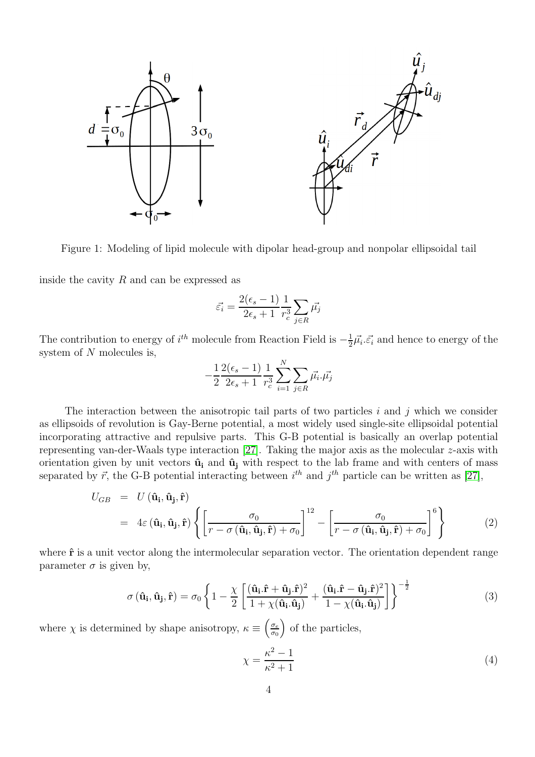Figure 1: Modeling of lipid molecule with dipolar head-group and nonpolar ellipsoidal tail

inside the cavity $R$ and can be expressed as

$$\vec{\varepsilon_i} = \frac{2(\epsilon_s - 1)}{2\epsilon_s + 1} \frac{1}{r_c^3} \sum_{j \in R} \vec{\mu_j}$$

The contribution to energy of $i^{th}$ molecule from Reaction Field is $-\frac{1}{2}\vec{\mu_i}.\vec{\varepsilon_i}$ and hence to energy of the system of $N$ molecules is,

$$-\frac{1}{2} \frac{2(\epsilon_s - 1)}{2\epsilon_s + 1} \frac{1}{r_c^3} \sum_{i=1}^{N} \sum_{j \in R} \vec{\mu_i}.\vec{\mu_j}$$

The interaction between the anisotropic tail parts of two particles $i$ and $j$ which we consider as ellipsoids of revolution is Gay-Berne potential, a most widely used single-site ellipsoidal potential incorporating attractive and repulsive parts. This G-B potential is basically an overlap potential representing van-der-Waals type interaction [27]. Taking the major axis as the molecular $z$-axis with orientation given by unit vectors $\hat{\mathbf{u}}_\mathbf{i}$ and $\hat{\mathbf{u}}_\mathbf{j}$ with respect to the lab frame and with centers of mass separated by $\vec{r}$, the G-B potential interacting between $i^{th}$ and $j^{th}$ particle can be written as [27],

$$\begin{aligned} U_{GB} &= U\left(\hat{\mathbf{u}}_\mathbf{i}, \hat{\mathbf{u}}_\mathbf{j}, \hat{\mathbf{r}}\right) \\ &= 4\varepsilon\left(\hat{\mathbf{u}}_\mathbf{i}, \hat{\mathbf{u}}_\mathbf{j}, \hat{\mathbf{r}}\right) \left\{ \left[ \frac{\sigma_0}{r - \sigma\left(\hat{\mathbf{u}}_\mathbf{i}, \hat{\mathbf{u}}_\mathbf{j}, \hat{\mathbf{r}}\right) + \sigma_0} \right]^{12} - \left[ \frac{\sigma_0}{r - \sigma\left(\hat{\mathbf{u}}_\mathbf{i}, \hat{\mathbf{u}}_\mathbf{j}, \hat{\mathbf{r}}\right) + \sigma_0} \right]^{6} \right\} \end{aligned} \tag{2}$$

where $\hat{\mathbf{r}}$ is a unit vector along the intermolecular separation vector. The orientation dependent range parameter $\sigma$ is given by,

$$\sigma\left(\hat{\mathbf{u}}_\mathbf{i}, \hat{\mathbf{u}}_\mathbf{j}, \hat{\mathbf{r}}\right) = \sigma_0 \left\{ 1 - \frac{\chi}{2} \left[ \frac{(\hat{\mathbf{u}}_\mathbf{i}.\hat{\mathbf{r}} + \hat{\mathbf{u}}_\mathbf{j}.\hat{\mathbf{r}})^2}{1 + \chi(\hat{\mathbf{u}}_\mathbf{i}.\hat{\mathbf{u}}_\mathbf{j})} + \frac{(\hat{\mathbf{u}}_\mathbf{i}.\hat{\mathbf{r}} - \hat{\mathbf{u}}_\mathbf{j}.\hat{\mathbf{r}})^2}{1 - \chi(\hat{\mathbf{u}}_\mathbf{i}.\hat{\mathbf{u}}_\mathbf{j})} \right] \right\}^{-\frac{1}{2}} \tag{3}$$

where $\chi$ is determined by shape anisotropy, $\kappa \equiv \left(\frac{\sigma_e}{\sigma_0}\right)$ of the particles,

$$\chi = \frac{\kappa^2 - 1}{\kappa^2 + 1} \tag{4}$$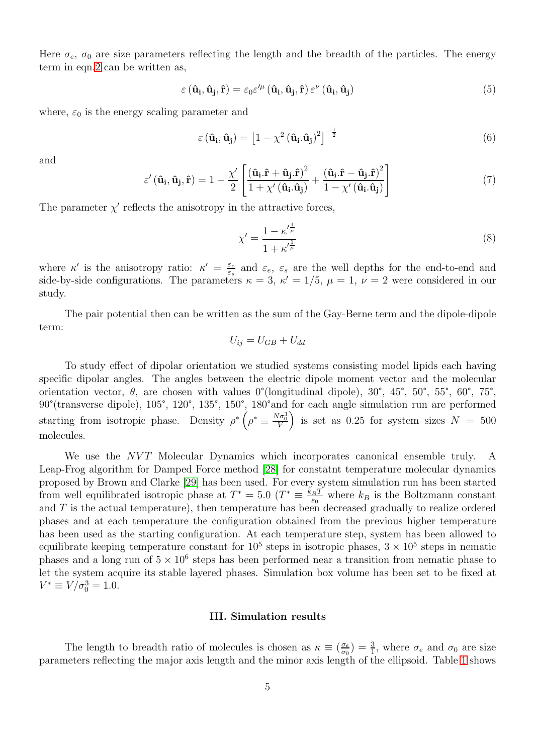Here $\sigma_e$, $\sigma_0$ are size parameters reflecting the length and the breadth of the particles. The energy term in eqn.2 can be written as,

$$\varepsilon\left(\hat{\mathbf{u}}_{\mathbf{i}}, \hat{\mathbf{u}}_{\mathbf{j}}, \hat{\mathbf{r}}\right) = \varepsilon_0 \varepsilon'^{\mu}\left(\hat{\mathbf{u}}_{\mathbf{i}}, \hat{\mathbf{u}}_{\mathbf{j}}, \hat{\mathbf{r}}\right) \varepsilon^{\nu}\left(\hat{\mathbf{u}}_{\mathbf{i}}, \hat{\mathbf{u}}_{\mathbf{j}}\right) \tag{5}$$

where, $\varepsilon_0$ is the energy scaling parameter and

$$\varepsilon\left(\hat{\mathbf{u}}_{\mathbf{i}}, \hat{\mathbf{u}}_{\mathbf{j}}\right) = \left[1 - \chi^2\left(\hat{\mathbf{u}}_{\mathbf{i}}.\hat{\mathbf{u}}_{\mathbf{j}}\right)^2\right]^{-\frac{1}{2}} \tag{6}$$

and

$$\varepsilon'\left(\hat{\mathbf{u}}_{\mathbf{i}}, \hat{\mathbf{u}}_{\mathbf{j}}, \hat{\mathbf{r}}\right) = 1 - \frac{\chi'}{2}\left[\frac{\left(\hat{\mathbf{u}}_{\mathbf{i}}.\hat{\mathbf{r}} + \hat{\mathbf{u}}_{\mathbf{j}}.\hat{\mathbf{r}}\right)^2}{1 + \chi'\left(\hat{\mathbf{u}}_{\mathbf{i}}.\hat{\mathbf{u}}_{\mathbf{j}}\right)} + \frac{\left(\hat{\mathbf{u}}_{\mathbf{i}}.\hat{\mathbf{r}} - \hat{\mathbf{u}}_{\mathbf{j}}.\hat{\mathbf{r}}\right)^2}{1 - \chi'\left(\hat{\mathbf{u}}_{\mathbf{i}}.\hat{\mathbf{u}}_{\mathbf{j}}\right)}\right] \tag{7}$$

The parameter $\chi'$ reflects the anisotropy in the attractive forces,

$$\chi' = \frac{1 - \kappa'^{\frac{1}{\mu}}}{1 + \kappa'^{\frac{1}{\mu}}} \tag{8}$$

where $\kappa'$ is the anisotropy ratio: $\kappa' = \frac{\varepsilon_e}{\varepsilon_s}$ and $\varepsilon_e$, $\varepsilon_s$ are the well depths for the end-to-end and side-by-side configurations. The parameters $\kappa = 3$, $\kappa' = 1/5$, $\mu = 1$, $\nu = 2$ were considered in our study.

The pair potential then can be written as the sum of the Gay-Berne term and the dipole-dipole term:

$$U_{ij} = U_{GB} + U_{dd}$$

To study effect of dipolar orientation we studied systems consisting model lipids each having specific dipolar angles. The angles between the electric dipole moment vector and the molecular orientation vector, $\theta$, are chosen with values 0°(longitudinal dipole), 30°, 45°, 50°, 55°, 60°, 75°, 90°(transverse dipole), 105°, 120°, 135°, 150°, 180°and for each angle simulation run are performed starting from isotropic phase. Density $\rho^*\left(\rho^* \equiv \frac{N\sigma_0^3}{V}\right)$ is set as 0.25 for system sizes $N = 500$ molecules.

We use the $NVT$ Molecular Dynamics which incorporates canonical ensemble truly. A Leap-Frog algorithm for Damped Force method [28] for constatnt temperature molecular dynamics proposed by Brown and Clarke [29] has been used. For every system simulation run has been started from well equilibrated isotropic phase at $T^* = 5.0$ ($T^* \equiv \frac{k_B T}{\varepsilon_0}$ where $k_B$ is the Boltzmann constant and $T$ is the actual temperature), then temperature has been decreased gradually to realize ordered phases and at each temperature the configuration obtained from the previous higher temperature has been used as the starting configuration. At each temperature step, system has been allowed to equilibrate keeping temperature constant for $10^5$ steps in isotropic phases, $3 \times 10^5$ steps in nematic phases and a long run of $5 \times 10^6$ steps has been performed near a transition from nematic phase to let the system acquire its stable layered phases. Simulation box volume has been set to be fixed at $V^* \equiv V/\sigma_0^3 = 1.0$.

### III. Simulation results

The length to breadth ratio of molecules is chosen as $\kappa \equiv (\frac{\sigma_e}{\sigma_0}) = \frac{3}{1}$, where $\sigma_e$ and $\sigma_0$ are size parameters reflecting the major axis length and the minor axis length of the ellipsoid. Table 1 shows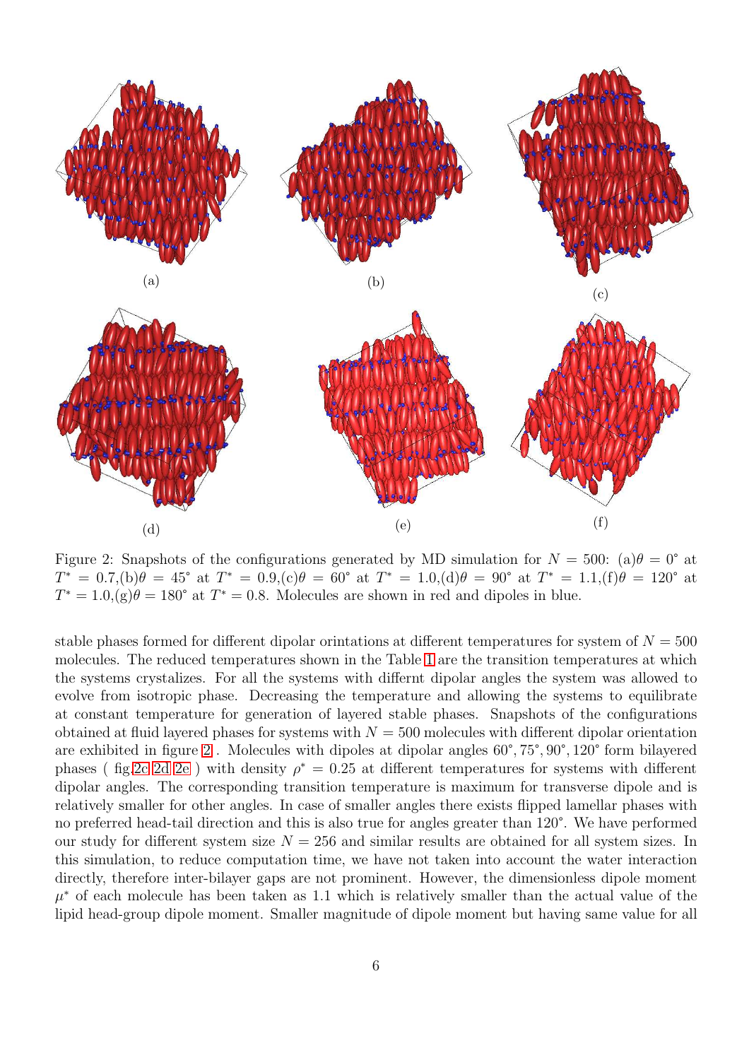(a)

(b)

(c)

(d)

(e)

(f)

Figure 2: Snapshots of the configurations generated by MD simulation for $N = 500$: (a)$\theta = 0^{\circ}$ at $T^{*} = 0.7$,(b)$\theta = 45^{\circ}$ at $T^{*} = 0.9$,(c)$\theta = 60^{\circ}$ at $T^{*} = 1.0$,(d)$\theta = 90^{\circ}$ at $T^{*} = 1.1$,(f)$\theta = 120^{\circ}$ at $T^{*} = 1.0$,(g)$\theta = 180^{\circ}$ at $T^{*} = 0.8$. Molecules are shown in red and dipoles in blue.

stable phases formed for different dipolar orintations at different temperatures for system of $N = 500$ molecules. The reduced temperatures shown in the Table 1 are the transition temperatures at which the systems crystalizes. For all the systems with diffrent dipolar angles the system was allowed to evolve from isotropic phase. Decreasing the temperature and allowing the systems to equilibrate at constant temperature for generation of layered stable phases. Snapshots of the configurations obtained at fluid layered phases for systems with $N = 500$ molecules with different dipolar orientation are exhibited in figure 2 . Molecules with dipoles at dipolar angles $60^{\circ}, 75^{\circ}, 90^{\circ}, 120^{\circ}$ form bilayered phases ( fig.2c 2d 2e ) with density $\rho^{*} = 0.25$ at different temperatures for systems with different dipolar angles. The corresponding transition temperature is maximum for transverse dipole and is relatively smaller for other angles. In case of smaller angles there exists flipped lamellar phases with no preferred head-tail direction and this is also true for angles greater than $120^{\circ}$. We have performed our study for different system size $N = 256$ and similar results are obtained for all system sizes. In this simulation, to reduce computation time, we have not taken into account the water interaction directly, therefore inter-bilayer gaps are not prominent. However, the dimensionless dipole moment $\mu^{*}$ of each molecule has been taken as 1.1 which is relatively smaller than the actual value of the lipid head-group dipole moment. Smaller magnitude of dipole moment but having same value for all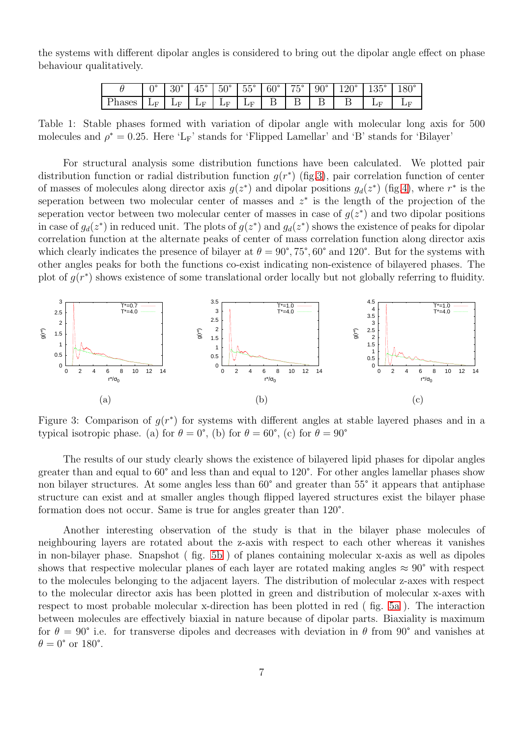the systems with different dipolar angles is considered to bring out the dipolar angle effect on phase behaviour qualitatively.

| $\theta$ | 0° | 30° | 45° | 50° | 55° | 60° | 75° | 90° | 120° | 135° | 180° |
|---|---|---|---|---|---|---|---|---|---|---|---|
| Phases | $L_F$ | $L_F$ | $L_F$ | $L_F$ | $L_F$ | B | B | B | B | $L_F$ | $L_F$ |

Table 1: Stable phases formed with variation of dipolar angle with molecular long axis for 500 molecules and $\rho^* = 0.25$. Here '$L_F$' stands for 'Flipped Lamellar' and 'B' stands for 'Bilayer'

For structural analysis some distribution functions have been calculated. We plotted pair distribution function or radial distribution function $g(r^*)$ (fig.3), pair correlation function of center of masses of molecules along director axis $g(z^*)$ and dipolar positions $g_d(z^*)$ (fig.4), where $r^*$ is the seperation between two molecular center of masses and $z^*$ is the length of the projection of the seperation vector between two molecular center of masses in case of $g(z^*)$ and two dipolar positions in case of $g_d(z^*)$ in reduced unit. The plots of $g(z^*)$ and $g_d(z^*)$ shows the existence of peaks for dipolar correlation function at the alternate peaks of center of mass correlation function along director axis which clearly indicates the presence of bilayer at $\theta = 90°, 75°, 60°$ and $120°$. But for the systems with other angles peaks for both the functions co-exist indicating non-existence of bilayered phases. The plot of $g(r^*)$ shows existence of some translational order locally but not globally referring to fluidity.

(a) (b) (c)

Figure 3: Comparison of $g(r^*)$ for systems with different angles at stable layered phases and in a typical isotropic phase. (a) for $\theta = 0°$, (b) for $\theta = 60°$, (c) for $\theta = 90°$

The results of our study clearly shows the existence of bilayered lipid phases for dipolar angles greater than and equal to 60° and less than and equal to 120°. For other angles lamellar phases show non bilayer structures. At some angles less than 60° and greater than 55° it appears that antiphase structure can exist and at smaller angles though flipped layered structures exist the bilayer phase formation does not occur. Same is true for angles greater than 120°.

Another interesting observation of the study is that in the bilayer phase molecules of neighbouring layers are rotated about the z-axis with respect to each other whereas it vanishes in non-bilayer phase. Snapshot ( fig. 5b ) of planes containing molecular x-axis as well as dipoles shows that respective molecular planes of each layer are rotated making angles $\approx 90°$ with respect to the molecules belonging to the adjacent layers. The distribution of molecular z-axes with respect to the molecular director axis has been plotted in green and distribution of molecular x-axes with respect to most probable molecular x-direction has been plotted in red ( fig. 5a ). The interaction between molecules are effectively biaxial in nature because of dipolar parts. Biaxiality is maximum for $\theta = 90°$ i.e. for transverse dipoles and decreases with deviation in $\theta$ from 90° and vanishes at $\theta = 0°$ or 180°.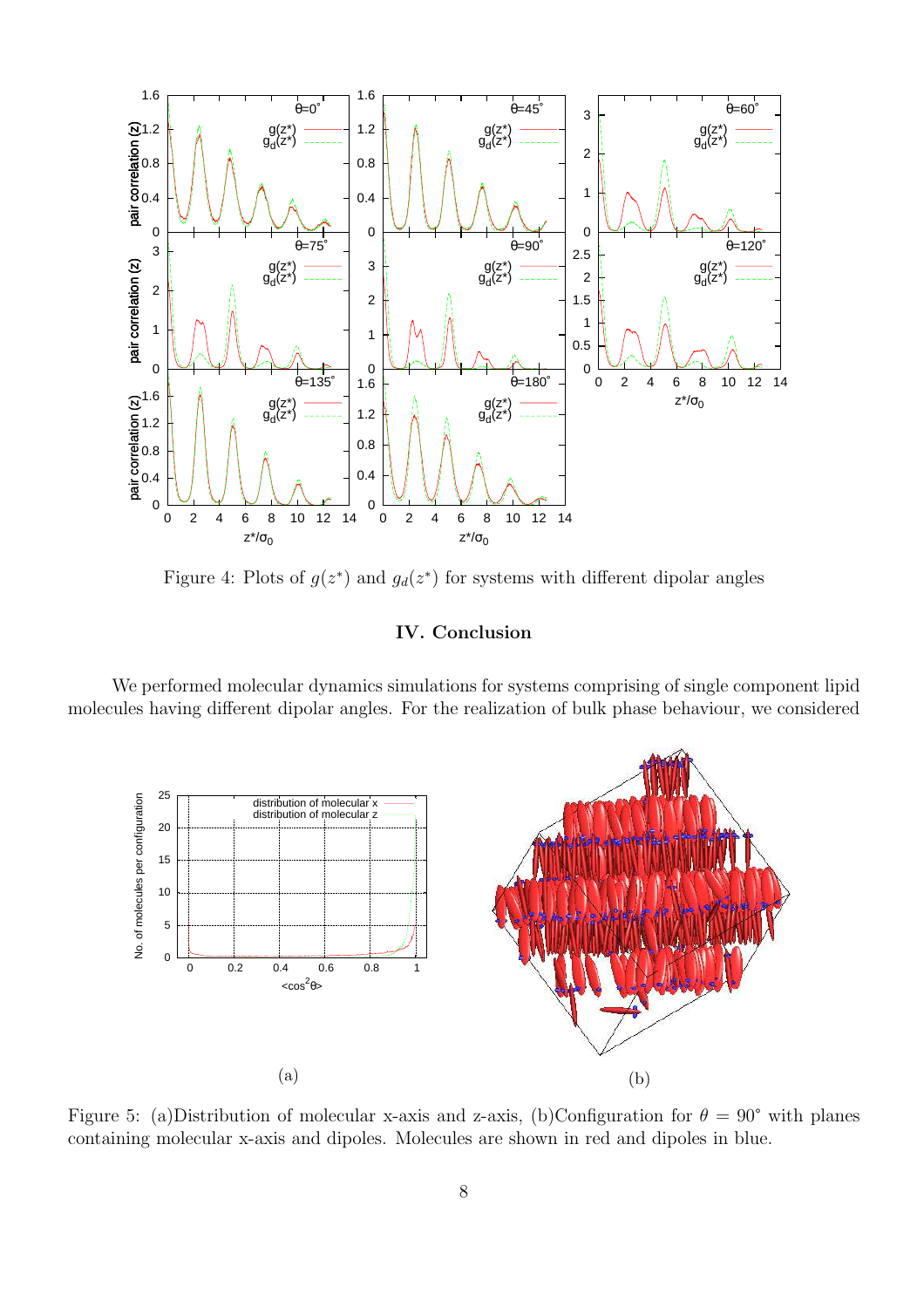Figure 4: Plots of $g(z^*)$ and $g_d(z^*)$ for systems with different dipolar angles

## IV. Conclusion

We performed molecular dynamics simulations for systems comprising of single component lipid molecules having different dipolar angles. For the realization of bulk phase behaviour, we considered

(a)

(b)

Figure 5: (a)Distribution of molecular x-axis and z-axis, (b)Configuration for $\theta = 90^{\circ}$ with planes containing molecular x-axis and dipoles. Molecules are shown in red and dipoles in blue.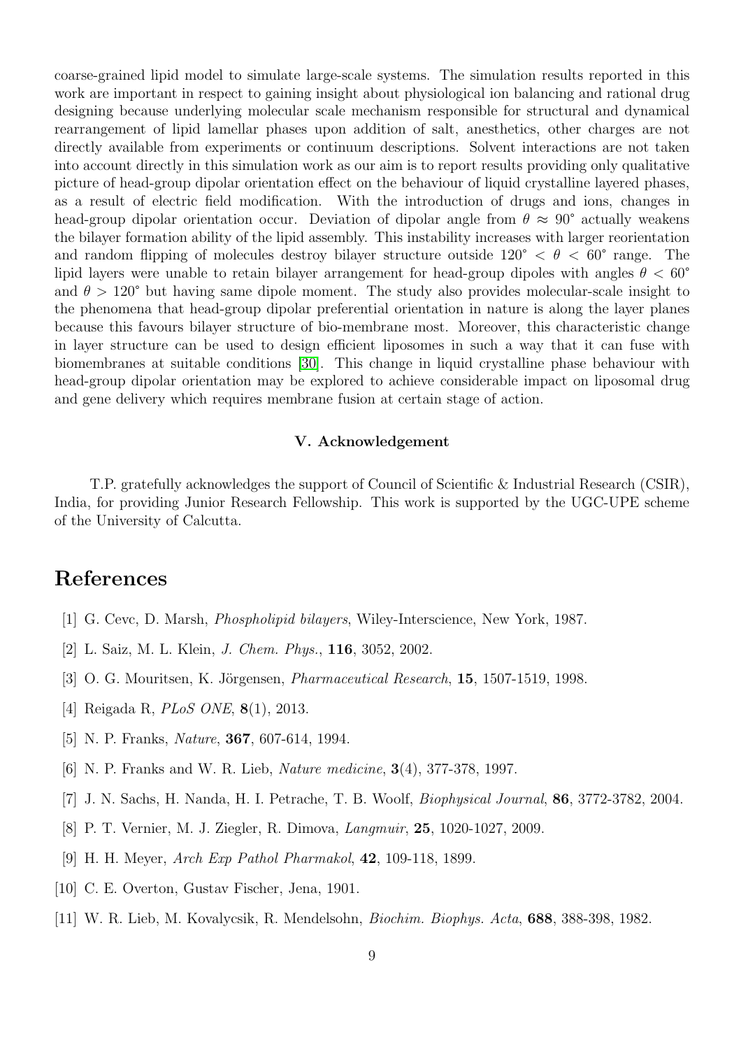coarse-grained lipid model to simulate large-scale systems. The simulation results reported in this work are important in respect to gaining insight about physiological ion balancing and rational drug designing because underlying molecular scale mechanism responsible for structural and dynamical rearrangement of lipid lamellar phases upon addition of salt, anesthetics, other charges are not directly available from experiments or continuum descriptions. Solvent interactions are not taken into account directly in this simulation work as our aim is to report results providing only qualitative picture of head-group dipolar orientation effect on the behaviour of liquid crystalline layered phases, as a result of electric field modification. With the introduction of drugs and ions, changes in head-group dipolar orientation occur. Deviation of dipolar angle from $\theta \approx 90^{\circ}$ actually weakens the bilayer formation ability of the lipid assembly. This instability increases with larger reorientation and random flipping of molecules destroy bilayer structure outside $120^{\circ} < \theta < 60^{\circ}$ range. The lipid layers were unable to retain bilayer arrangement for head-group dipoles with angles $\theta < 60^{\circ}$ and $\theta > 120^{\circ}$ but having same dipole moment. The study also provides molecular-scale insight to the phenomena that head-group dipolar preferential orientation in nature is along the layer planes because this favours bilayer structure of bio-membrane most. Moreover, this characteristic change in layer structure can be used to design efficient liposomes in such a way that it can fuse with biomembranes at suitable conditions [30]. This change in liquid crystalline phase behaviour with head-group dipolar orientation may be explored to achieve considerable impact on liposomal drug and gene delivery which requires membrane fusion at certain stage of action.

### V. Acknowledgement

T.P. gratefully acknowledges the support of Council of Scientific & Industrial Research (CSIR), India, for providing Junior Research Fellowship. This work is supported by the UGC-UPE scheme of the University of Calcutta.

## References

[1] G. Cevc, D. Marsh, *Phospholipid bilayers*, Wiley-Interscience, New York, 1987.

[2] L. Saiz, M. L. Klein, *J. Chem. Phys.*, **116**, 3052, 2002.

[3] O. G. Mouritsen, K. Jörgensen, *Pharmaceutical Research*, **15**, 1507-1519, 1998.

[4] Reigada R, *PLoS ONE*, **8**(1), 2013.

[5] N. P. Franks, *Nature*, **367**, 607-614, 1994.

[6] N. P. Franks and W. R. Lieb, *Nature medicine*, **3**(4), 377-378, 1997.

[7] J. N. Sachs, H. Nanda, H. I. Petrache, T. B. Woolf, *Biophysical Journal*, **86**, 3772-3782, 2004.

[8] P. T. Vernier, M. J. Ziegler, R. Dimova, *Langmuir*, **25**, 1020-1027, 2009.

[9] H. H. Meyer, *Arch Exp Pathol Pharmakol*, **42**, 109-118, 1899.

[10] C. E. Overton, Gustav Fischer, Jena, 1901.

[11] W. R. Lieb, M. Kovalycsik, R. Mendelsohn, *Biochim. Biophys. Acta*, **688**, 388-398, 1982.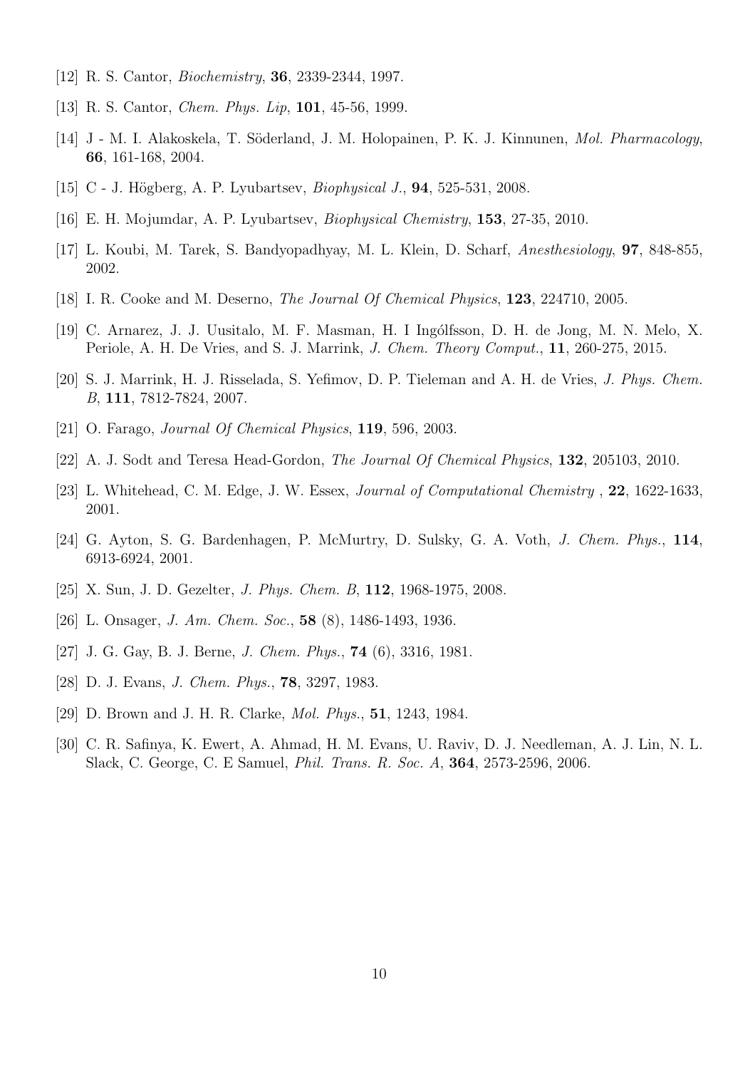[12] R. S. Cantor, *Biochemistry*, **36**, 2339-2344, 1997.

[13] R. S. Cantor, *Chem. Phys. Lip*, **101**, 45-56, 1999.

[14] J - M. I. Alakoskela, T. Söderland, J. M. Holopainen, P. K. J. Kinnunen, *Mol. Pharmacology*, **66**, 161-168, 2004.

[15] C - J. Högberg, A. P. Lyubartsev, *Biophysical J.*, **94**, 525-531, 2008.

[16] E. H. Mojumdar, A. P. Lyubartsev, *Biophysical Chemistry*, **153**, 27-35, 2010.

[17] L. Koubi, M. Tarek, S. Bandyopadhyay, M. L. Klein, D. Scharf, *Anesthesiology*, **97**, 848-855, 2002.

[18] I. R. Cooke and M. Deserno, *The Journal Of Chemical Physics*, **123**, 224710, 2005.

[19] C. Arnarez, J. J. Uusitalo, M. F. Masman, H. I Ingólfsson, D. H. de Jong, M. N. Melo, X. Periole, A. H. De Vries, and S. J. Marrink, *J. Chem. Theory Comput.*, **11**, 260-275, 2015.

[20] S. J. Marrink, H. J. Risselada, S. Yefimov, D. P. Tieleman and A. H. de Vries, *J. Phys. Chem. B*, **111**, 7812-7824, 2007.

[21] O. Farago, *Journal Of Chemical Physics*, **119**, 596, 2003.

[22] A. J. Sodt and Teresa Head-Gordon, *The Journal Of Chemical Physics*, **132**, 205103, 2010.

[23] L. Whitehead, C. M. Edge, J. W. Essex, *Journal of Computational Chemistry* , **22**, 1622-1633, 2001.

[24] G. Ayton, S. G. Bardenhagen, P. McMurtry, D. Sulsky, G. A. Voth, *J. Chem. Phys.*, **114**, 6913-6924, 2001.

[25] X. Sun, J. D. Gezelter, *J. Phys. Chem. B*, **112**, 1968-1975, 2008.

[26] L. Onsager, *J. Am. Chem. Soc.*, **58** (8), 1486-1493, 1936.

[27] J. G. Gay, B. J. Berne, *J. Chem. Phys.*, **74** (6), 3316, 1981.

[28] D. J. Evans, *J. Chem. Phys.*, **78**, 3297, 1983.

[29] D. Brown and J. H. R. Clarke, *Mol. Phys.*, **51**, 1243, 1984.

[30] C. R. Safinya, K. Ewert, A. Ahmad, H. M. Evans, U. Raviv, D. J. Needleman, A. J. Lin, N. L. Slack, C. George, C. E Samuel, *Phil. Trans. R. Soc. A*, **364**, 2573-2596, 2006.